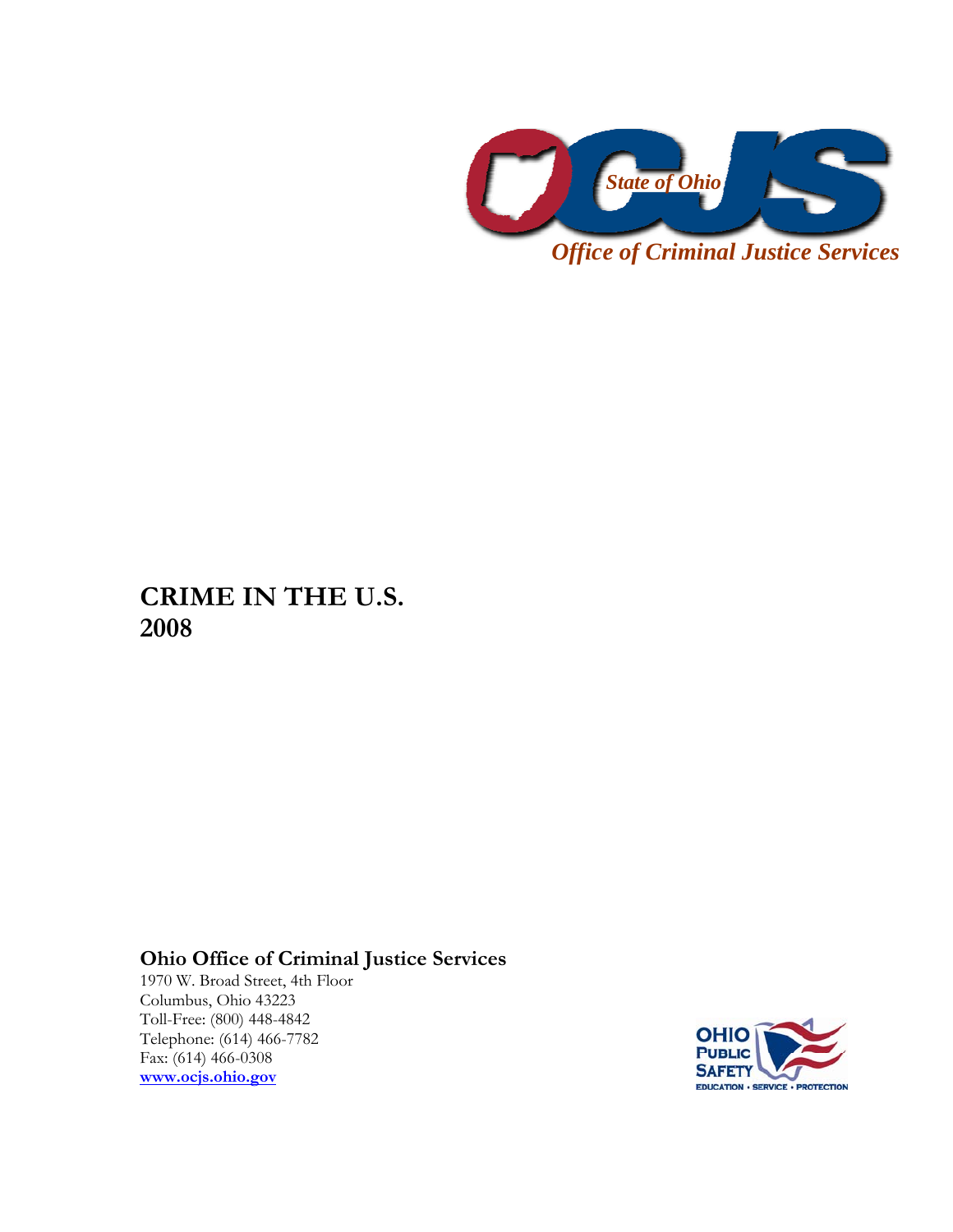OCJS

*State of Ohio*

*Office of Criminal Justice Services*

# CRIME IN THE U.S. 2008

**Ohio Office of Criminal Justice Services**

1970 W. Broad Street, 4th Floor
Columbus, Ohio 43223
Toll-Free: (800) 448-4842
Telephone: (614) 466-7782
Fax: (614) 466-0308
www.ocjs.ohio.gov

OHIO PUBLIC SAFETY
EDUCATION • SERVICE • PROTECTION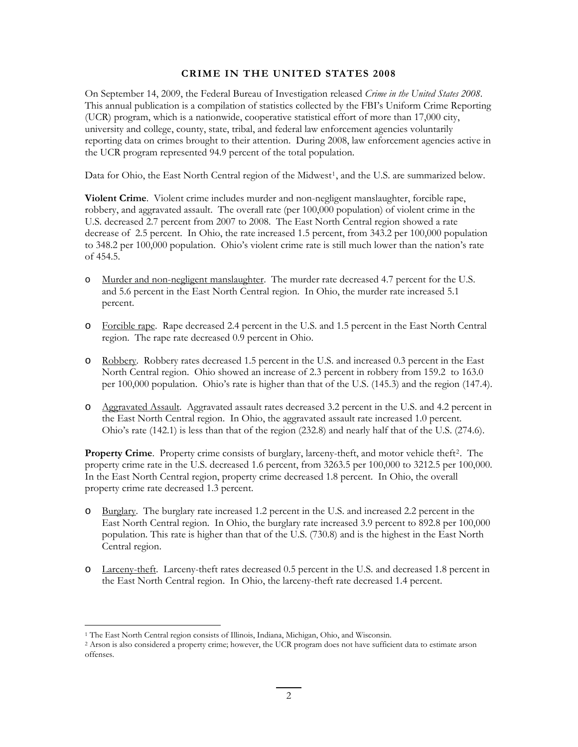# CRIME IN THE UNITED STATES 2008

On September 14, 2009, the Federal Bureau of Investigation released *Crime in the United States 2008*. This annual publication is a compilation of statistics collected by the FBI's Uniform Crime Reporting (UCR) program, which is a nationwide, cooperative statistical effort of more than 17,000 city, university and college, county, state, tribal, and federal law enforcement agencies voluntarily reporting data on crimes brought to their attention. During 2008, law enforcement agencies active in the UCR program represented 94.9 percent of the total population.

Data for Ohio, the East North Central region of the Midwest[1], and the U.S. are summarized below.

**Violent Crime**. Violent crime includes murder and non-negligent manslaughter, forcible rape, robbery, and aggravated assault. The overall rate (per 100,000 population) of violent crime in the U.S. decreased 2.7 percent from 2007 to 2008. The East North Central region showed a rate decrease of 2.5 percent. In Ohio, the rate increased 1.5 percent, from 343.2 per 100,000 population to 348.2 per 100,000 population. Ohio's violent crime rate is still much lower than the nation's rate of 454.5.

- Murder and non-negligent manslaughter. The murder rate decreased 4.7 percent for the U.S. and 5.6 percent in the East North Central region. In Ohio, the murder rate increased 5.1 percent.

- Forcible rape. Rape decreased 2.4 percent in the U.S. and 1.5 percent in the East North Central region. The rape rate decreased 0.9 percent in Ohio.

- Robbery. Robbery rates decreased 1.5 percent in the U.S. and increased 0.3 percent in the East North Central region. Ohio showed an increase of 2.3 percent in robbery from 159.2 to 163.0 per 100,000 population. Ohio's rate is higher than that of the U.S. (145.3) and the region (147.4).

- Aggravated Assault. Aggravated assault rates decreased 3.2 percent in the U.S. and 4.2 percent in the East North Central region. In Ohio, the aggravated assault rate increased 1.0 percent. Ohio's rate (142.1) is less than that of the region (232.8) and nearly half that of the U.S. (274.6).

**Property Crime**. Property crime consists of burglary, larceny-theft, and motor vehicle theft[2]. The property crime rate in the U.S. decreased 1.6 percent, from 3263.5 per 100,000 to 3212.5 per 100,000. In the East North Central region, property crime decreased 1.8 percent. In Ohio, the overall property crime rate decreased 1.3 percent.

- Burglary. The burglary rate increased 1.2 percent in the U.S. and increased 2.2 percent in the East North Central region. In Ohio, the burglary rate increased 3.9 percent to 892.8 per 100,000 population. This rate is higher than that of the U.S. (730.8) and is the highest in the East North Central region.

- Larceny-theft. Larceny-theft rates decreased 0.5 percent in the U.S. and decreased 1.8 percent in the East North Central region. In Ohio, the larceny-theft rate decreased 1.4 percent.

---

[1] The East North Central region consists of Illinois, Indiana, Michigan, Ohio, and Wisconsin.

[2] Arson is also considered a property crime; however, the UCR program does not have sufficient data to estimate arson offenses.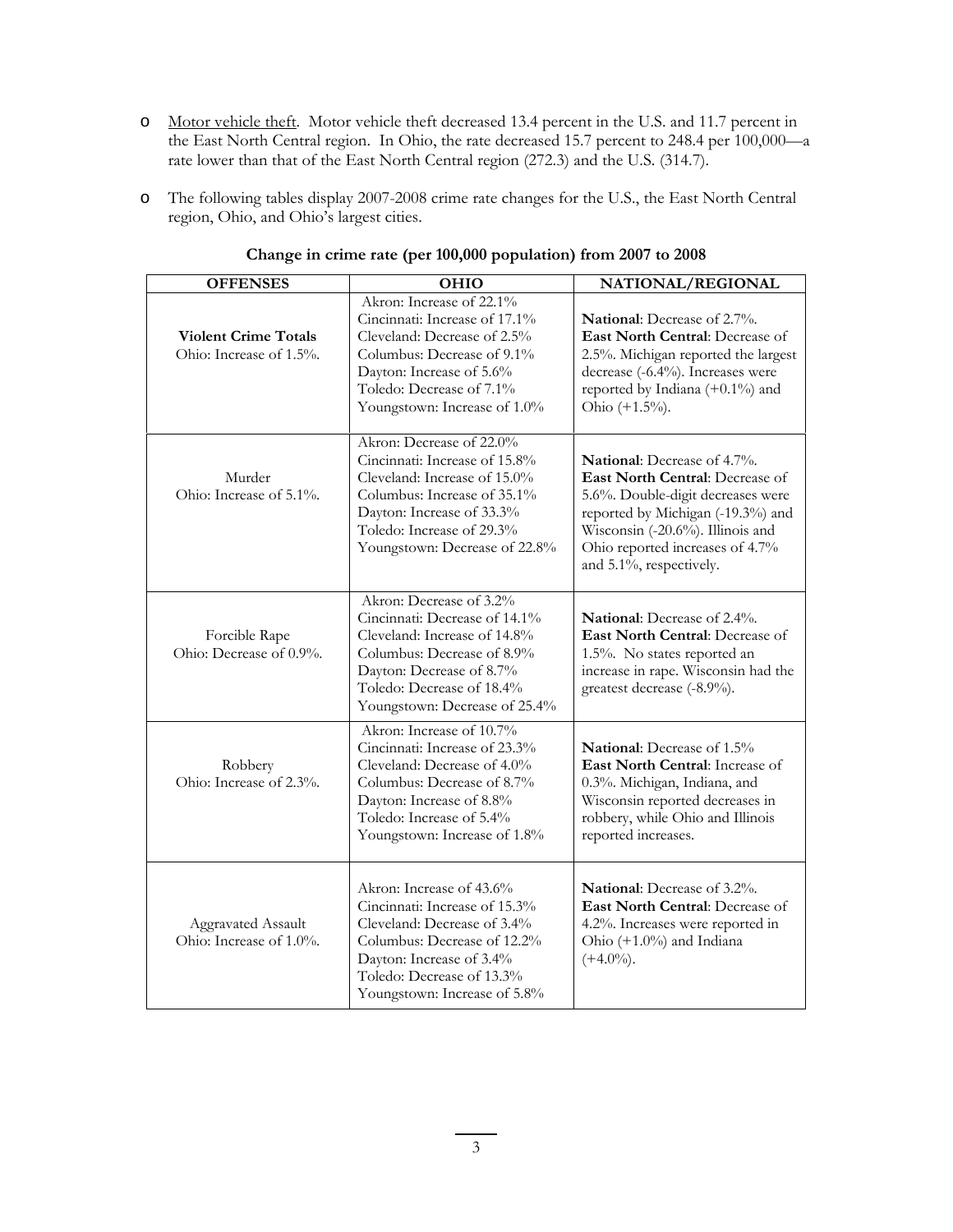- Motor vehicle theft. Motor vehicle theft decreased 13.4 percent in the U.S. and 11.7 percent in the East North Central region. In Ohio, the rate decreased 15.7 percent to 248.4 per 100,000—a rate lower than that of the East North Central region (272.3) and the U.S. (314.7).

- The following tables display 2007-2008 crime rate changes for the U.S., the East North Central region, Ohio, and Ohio's largest cities.

**Change in crime rate (per 100,000 population) from 2007 to 2008**

| OFFENSES | OHIO | NATIONAL/REGIONAL |
|---|---|---|
| **Violent Crime Totals**<br>Ohio: Increase of 1.5%. | Akron: Increase of 22.1%<br>Cincinnati: Increase of 17.1%<br>Cleveland: Decrease of 2.5%<br>Columbus: Decrease of 9.1%<br>Dayton: Increase of 5.6%<br>Toledo: Decrease of 7.1%<br>Youngstown: Increase of 1.0% | **National**: Decrease of 2.7%.<br>**East North Central**: Decrease of 2.5%. Michigan reported the largest decrease (-6.4%). Increases were reported by Indiana (+0.1%) and Ohio (+1.5%). |
| Murder<br>Ohio: Increase of 5.1%. | Akron: Decrease of 22.0%<br>Cincinnati: Increase of 15.8%<br>Cleveland: Increase of 15.0%<br>Columbus: Increase of 35.1%<br>Dayton: Increase of 33.3%<br>Toledo: Increase of 29.3%<br>Youngstown: Decrease of 22.8% | **National**: Decrease of 4.7%.<br>**East North Central**: Decrease of 5.6%. Double-digit decreases were reported by Michigan (-19.3%) and Wisconsin (-20.6%). Illinois and Ohio reported increases of 4.7% and 5.1%, respectively. |
| Forcible Rape<br>Ohio: Decrease of 0.9%. | Akron: Decrease of 3.2%<br>Cincinnati: Decrease of 14.1%<br>Cleveland: Increase of 14.8%<br>Columbus: Decrease of 8.9%<br>Dayton: Decrease of 8.7%<br>Toledo: Decrease of 18.4%<br>Youngstown: Decrease of 25.4% | **National**: Decrease of 2.4%.<br>**East North Central**: Decrease of 1.5%. No states reported an increase in rape. Wisconsin had the greatest decrease (-8.9%). |
| Robbery<br>Ohio: Increase of 2.3%. | Akron: Increase of 10.7%<br>Cincinnati: Increase of 23.3%<br>Cleveland: Decrease of 4.0%<br>Columbus: Decrease of 8.7%<br>Dayton: Increase of 8.8%<br>Toledo: Increase of 5.4%<br>Youngstown: Increase of 1.8% | **National**: Decrease of 1.5%<br>**East North Central**: Increase of 0.3%. Michigan, Indiana, and Wisconsin reported decreases in robbery, while Ohio and Illinois reported increases. |
| Aggravated Assault<br>Ohio: Increase of 1.0%. | Akron: Increase of 43.6%<br>Cincinnati: Increase of 15.3%<br>Cleveland: Decrease of 3.4%<br>Columbus: Decrease of 12.2%<br>Dayton: Increase of 3.4%<br>Toledo: Decrease of 13.3%<br>Youngstown: Increase of 5.8% | **National**: Decrease of 3.2%.<br>**East North Central**: Decrease of 4.2%. Increases were reported in Ohio (+1.0%) and Indiana (+4.0%). |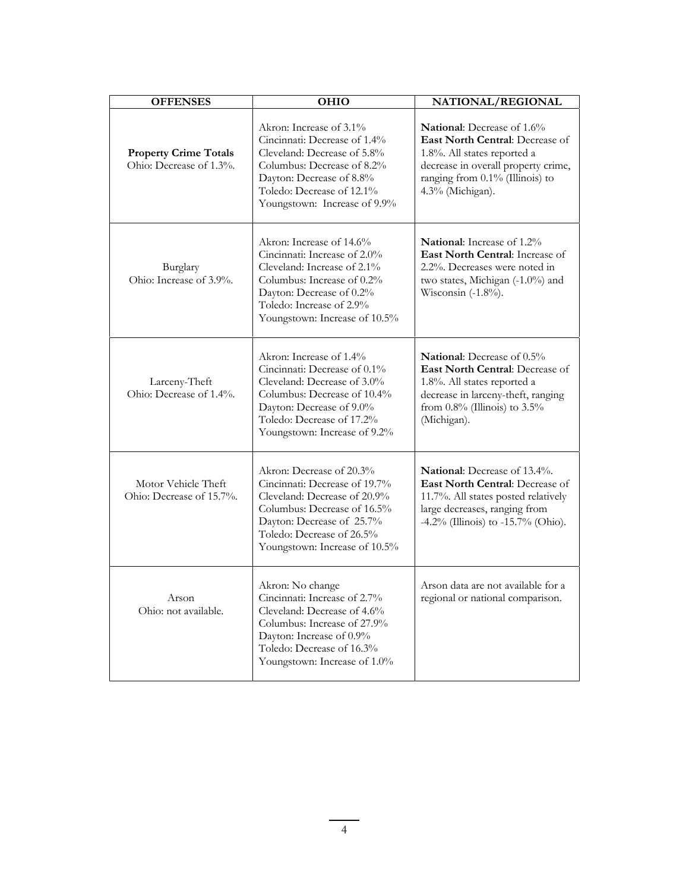| OFFENSES | OHIO | NATIONAL/REGIONAL |
|---|---|---|
| **Property Crime Totals**<br>Ohio: Decrease of 1.3%. | Akron: Increase of 3.1%<br>Cincinnati: Decrease of 1.4%<br>Cleveland: Decrease of 5.8%<br>Columbus: Decrease of 8.2%<br>Dayton: Decrease of 8.8%<br>Toledo: Decrease of 12.1%<br>Youngstown: Increase of 9.9% | **National**: Decrease of 1.6%<br>**East North Central**: Decrease of 1.8%. All states reported a decrease in overall property crime, ranging from 0.1% (Illinois) to 4.3% (Michigan). |
| Burglary<br>Ohio: Increase of 3.9%. | Akron: Increase of 14.6%<br>Cincinnati: Increase of 2.0%<br>Cleveland: Increase of 2.1%<br>Columbus: Increase of 0.2%<br>Dayton: Decrease of 0.2%<br>Toledo: Increase of 2.9%<br>Youngstown: Increase of 10.5% | **National**: Increase of 1.2%<br>**East North Central**: Increase of 2.2%. Decreases were noted in two states, Michigan (-1.0%) and Wisconsin (-1.8%). |
| Larceny-Theft<br>Ohio: Decrease of 1.4%. | Akron: Increase of 1.4%<br>Cincinnati: Decrease of 0.1%<br>Cleveland: Decrease of 3.0%<br>Columbus: Decrease of 10.4%<br>Dayton: Decrease of 9.0%<br>Toledo: Decrease of 17.2%<br>Youngstown: Increase of 9.2% | **National**: Decrease of 0.5%<br>**East North Central**: Decrease of 1.8%. All states reported a decrease in larceny-theft, ranging from 0.8% (Illinois) to 3.5% (Michigan). |
| Motor Vehicle Theft<br>Ohio: Decrease of 15.7%. | Akron: Decrease of 20.3%<br>Cincinnati: Decrease of 19.7%<br>Cleveland: Decrease of 20.9%<br>Columbus: Decrease of 16.5%<br>Dayton: Decrease of 25.7%<br>Toledo: Decrease of 26.5%<br>Youngstown: Increase of 10.5% | **National**: Decrease of 13.4%.<br>**East North Central**: Decrease of 11.7%. All states posted relatively large decreases, ranging from -4.2% (Illinois) to -15.7% (Ohio). |
| Arson<br>Ohio: not available. | Akron: No change<br>Cincinnati: Increase of 2.7%<br>Cleveland: Decrease of 4.6%<br>Columbus: Increase of 27.9%<br>Dayton: Increase of 0.9%<br>Toledo: Decrease of 16.3%<br>Youngstown: Increase of 1.0% | Arson data are not available for a regional or national comparison. |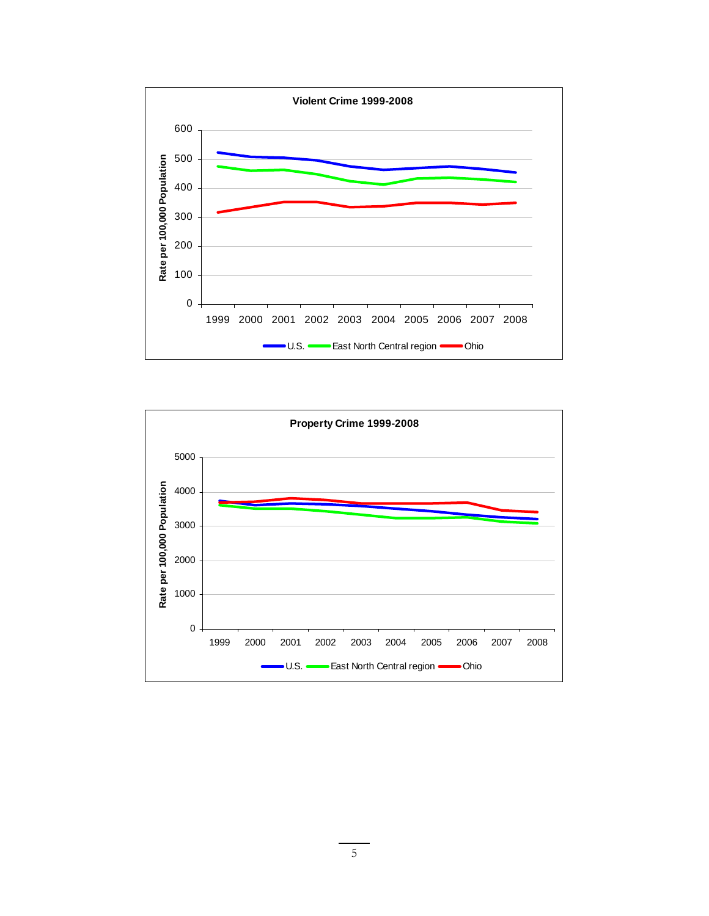Violent Crime 1999-2008

Rate per 100,000 Population

600
500
400
300
200
100
0

1999 2000 2001 2002 2003 2004 2005 2006 2007 2008

U.S. East North Central region Ohio

Property Crime 1999-2008

Rate per 100,000 Population

5000
4000
3000
2000
1000
0

1999 2000 2001 2002 2003 2004 2005 2006 2007 2008

U.S. East North Central region Ohio